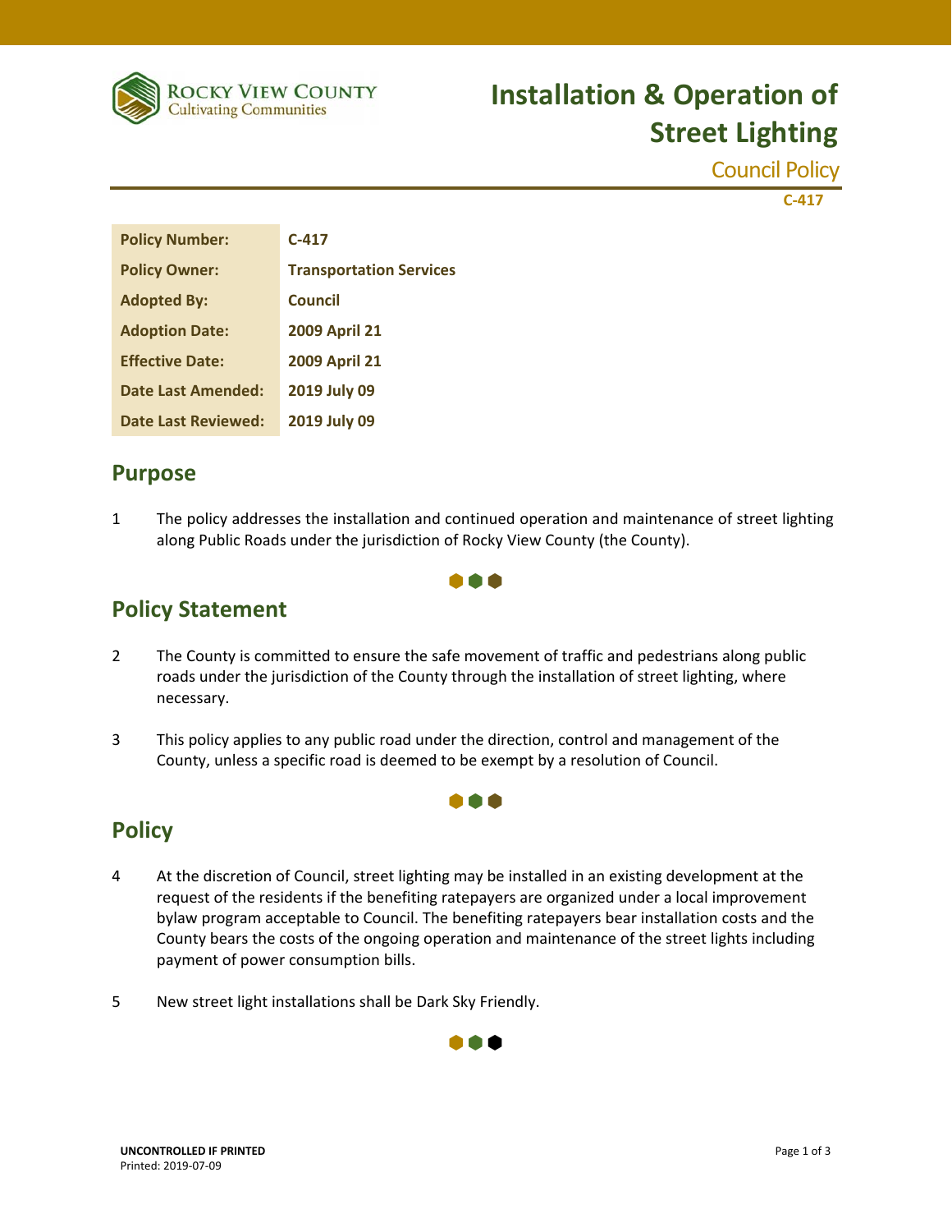ROCKY VIEW COUNTY
Cultivating Communities

# Installation & Operation of Street Lighting

Council Policy

C-417

| | |
|---|---|
| **Policy Number:** | **C-417** |
| **Policy Owner:** | **Transportation Services** |
| **Adopted By:** | **Council** |
| **Adoption Date:** | **2009 April 21** |
| **Effective Date:** | **2009 April 21** |
| **Date Last Amended:** | **2019 July 09** |
| **Date Last Reviewed:** | **2019 July 09** |

## Purpose

1 The policy addresses the installation and continued operation and maintenance of street lighting along Public Roads under the jurisdiction of Rocky View County (the County).

## Policy Statement

2 The County is committed to ensure the safe movement of traffic and pedestrians along public roads under the jurisdiction of the County through the installation of street lighting, where necessary.

3 This policy applies to any public road under the direction, control and management of the County, unless a specific road is deemed to be exempt by a resolution of Council.

## Policy

4 At the discretion of Council, street lighting may be installed in an existing development at the request of the residents if the benefiting ratepayers are organized under a local improvement bylaw program acceptable to Council. The benefiting ratepayers bear installation costs and the County bears the costs of the ongoing operation and maintenance of the street lights including payment of power consumption bills.

5 New street light installations shall be Dark Sky Friendly.

**UNCONTROLLED IF PRINTED**
Printed: 2019-07-09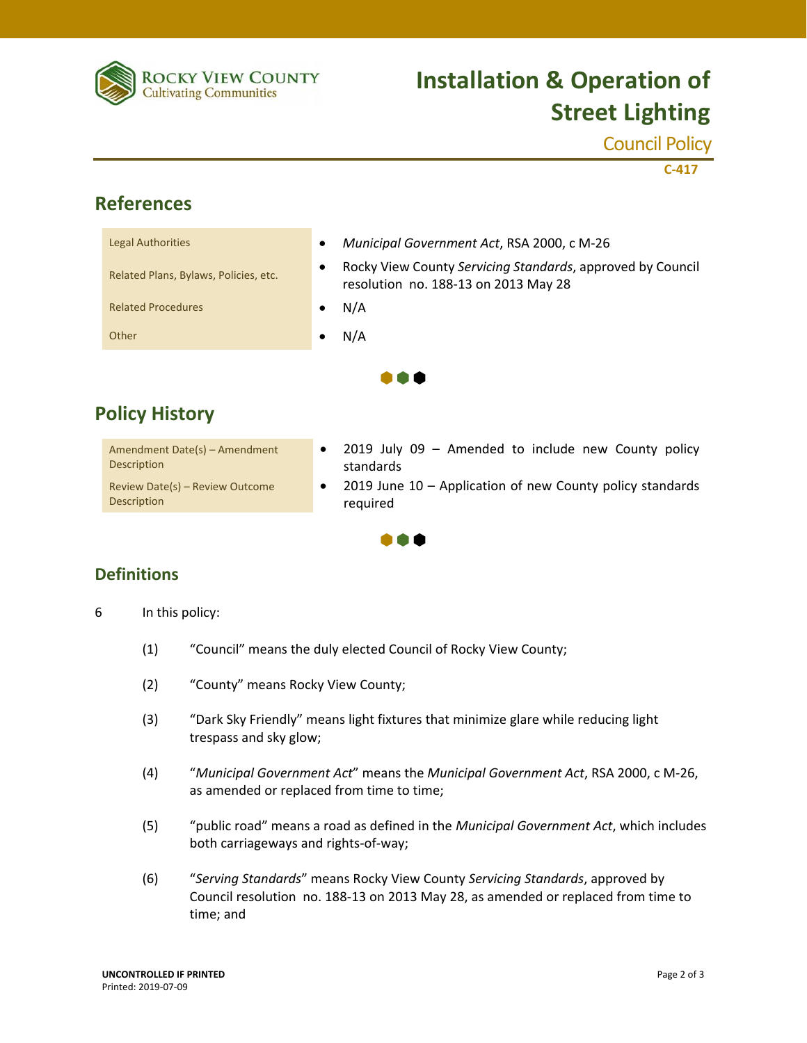# Installation & Operation of Street Lighting

Council Policy

C-417

## References

| | |
|---|---|
| Legal Authorities | • *Municipal Government Act*, RSA 2000, c M-26 |
| Related Plans, Bylaws, Policies, etc. | • Rocky View County *Servicing Standards*, approved by Council resolution no. 188-13 on 2013 May 28 |
| Related Procedures | • N/A |
| Other | • N/A |

## Policy History

| | |
|---|---|
| Amendment Date(s) – Amendment Description | • 2019 July 09 – Amended to include new County policy standards |
| Review Date(s) – Review Outcome Description | • 2019 June 10 – Application of new County policy standards required |

## Definitions

6 In this policy:

(1) "Council" means the duly elected Council of Rocky View County;

(2) "County" means Rocky View County;

(3) "Dark Sky Friendly" means light fixtures that minimize glare while reducing light trespass and sky glow;

(4) "*Municipal Government Act*" means the *Municipal Government Act*, RSA 2000, c M-26, as amended or replaced from time to time;

(5) "public road" means a road as defined in the *Municipal Government Act*, which includes both carriageways and rights-of-way;

(6) "*Serving Standards*" means Rocky View County *Servicing Standards*, approved by Council resolution no. 188-13 on 2013 May 28, as amended or replaced from time to time; and

UNCONTROLLED IF PRINTED
Printed: 2019-07-09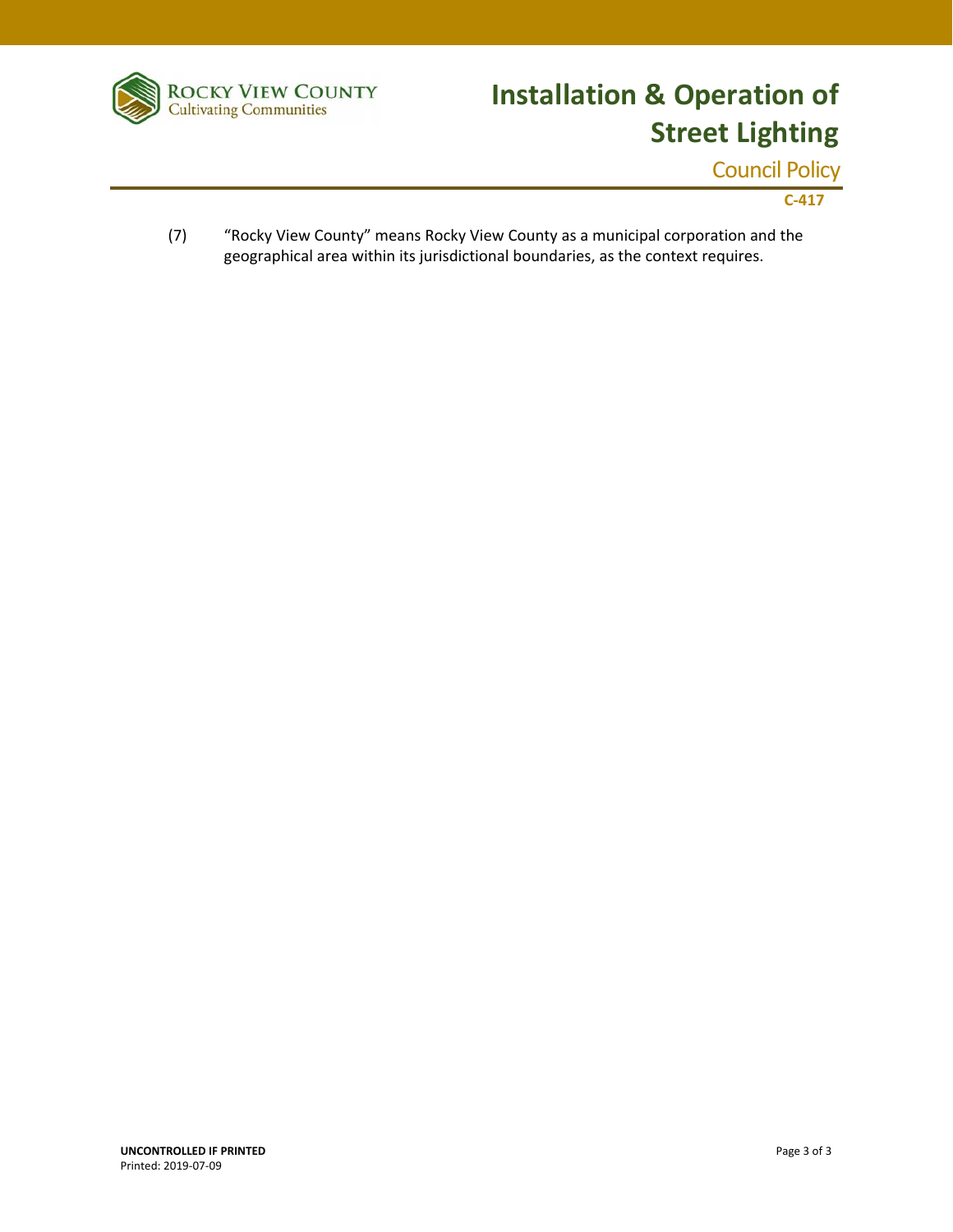(7) "Rocky View County" means Rocky View County as a municipal corporation and the geographical area within its jurisdictional boundaries, as the context requires.